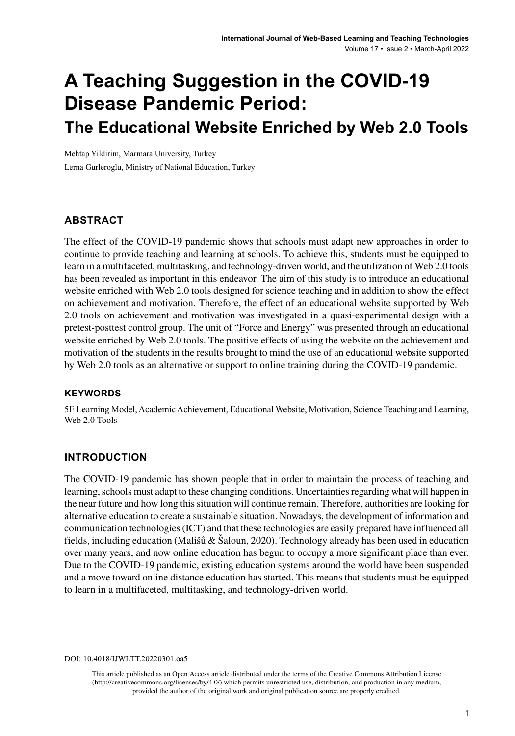# A Teaching Suggestion in the COVID-19 Disease Pandemic Period:

## The Educational Website Enriched by Web 2.0 Tools

Mehtap Yildirim, Marmara University, Turkey

Lerna Gurleroglu, Ministry of National Education, Turkey

## ABSTRACT

The effect of the COVID-19 pandemic shows that schools must adapt new approaches in order to continue to provide teaching and learning at schools. To achieve this, students must be equipped to learn in a multifaceted, multitasking, and technology-driven world, and the utilization of Web 2.0 tools has been revealed as important in this endeavor. The aim of this study is to introduce an educational website enriched with Web 2.0 tools designed for science teaching and in addition to show the effect on achievement and motivation. Therefore, the effect of an educational website supported by Web 2.0 tools on achievement and motivation was investigated in a quasi-experimental design with a pretest-posttest control group. The unit of "Force and Energy" was presented through an educational website enriched by Web 2.0 tools. The positive effects of using the website on the achievement and motivation of the students in the results brought to mind the use of an educational website supported by Web 2.0 tools as an alternative or support to online training during the COVID-19 pandemic.

### KEYWORDS

5E Learning Model, Academic Achievement, Educational Website, Motivation, Science Teaching and Learning, Web 2.0 Tools

## INTRODUCTION

The COVID-19 pandemic has shown people that in order to maintain the process of teaching and learning, schools must adapt to these changing conditions. Uncertainties regarding what will happen in the near future and how long this situation will continue remain. Therefore, authorities are looking for alternative education to create a sustainable situation. Nowadays, the development of information and communication technologies (ICT) and that these technologies are easily prepared have influenced all fields, including education (Mališů & Šaloun, 2020). Technology already has been used in education over many years, and now online education has begun to occupy a more significant place than ever. Due to the COVID-19 pandemic, existing education systems around the world have been suspended and a move toward online distance education has started. This means that students must be equipped to learn in a multifaceted, multitasking, and technology-driven world.

DOI: 10.4018/IJWLTT.20220301.oa5

This article published as an Open Access article distributed under the terms of the Creative Commons Attribution License (http://creativecommons.org/licenses/by/4.0/) which permits unrestricted use, distribution, and production in any medium, provided the author of the original work and original publication source are properly credited.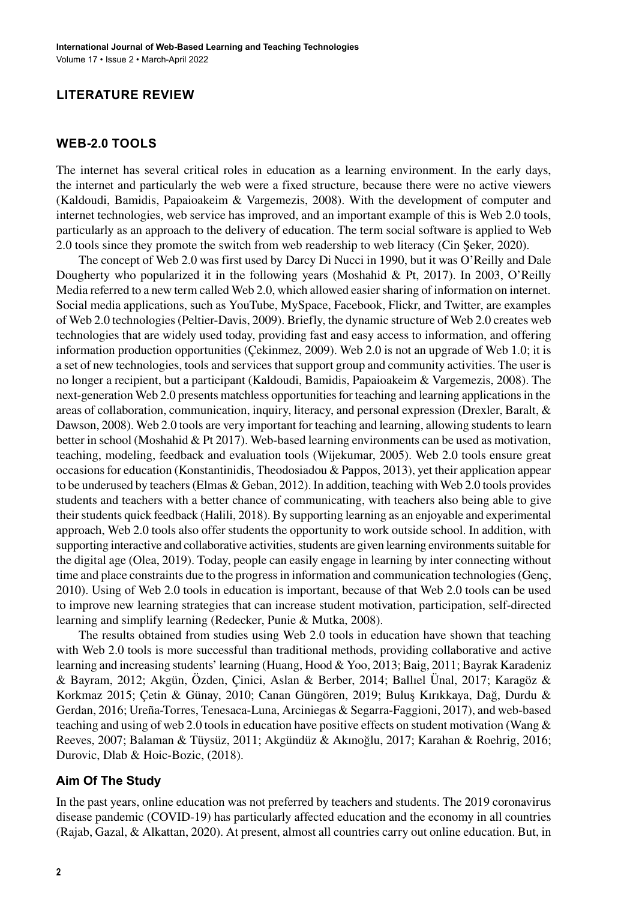## LITERATURE REVIEW

### WEB-2.0 TOOLS

The internet has several critical roles in education as a learning environment. In the early days, the internet and particularly the web were a fixed structure, because there were no active viewers (Kaldoudi, Bamidis, Papaioakeim & Vargemezis, 2008). With the development of computer and internet technologies, web service has improved, and an important example of this is Web 2.0 tools, particularly as an approach to the delivery of education. The term social software is applied to Web 2.0 tools since they promote the switch from web readership to web literacy (Cin Şeker, 2020).

The concept of Web 2.0 was first used by Darcy Di Nucci in 1990, but it was O'Reilly and Dale Dougherty who popularized it in the following years (Moshahid & Pt, 2017). In 2003, O'Reilly Media referred to a new term called Web 2.0, which allowed easier sharing of information on internet. Social media applications, such as YouTube, MySpace, Facebook, Flickr, and Twitter, are examples of Web 2.0 technologies (Peltier-Davis, 2009). Briefly, the dynamic structure of Web 2.0 creates web technologies that are widely used today, providing fast and easy access to information, and offering information production opportunities (Çekinmez, 2009). Web 2.0 is not an upgrade of Web 1.0; it is a set of new technologies, tools and services that support group and community activities. The user is no longer a recipient, but a participant (Kaldoudi, Bamidis, Papaioakeim & Vargemezis, 2008). The next-generation Web 2.0 presents matchless opportunities for teaching and learning applications in the areas of collaboration, communication, inquiry, literacy, and personal expression (Drexler, Baralt, & Dawson, 2008). Web 2.0 tools are very important for teaching and learning, allowing students to learn better in school (Moshahid & Pt 2017). Web-based learning environments can be used as motivation, teaching, modeling, feedback and evaluation tools (Wijekumar, 2005). Web 2.0 tools ensure great occasions for education (Konstantinidis, Theodosiadou & Pappos, 2013), yet their application appear to be underused by teachers (Elmas & Geban, 2012). In addition, teaching with Web 2.0 tools provides students and teachers with a better chance of communicating, with teachers also being able to give their students quick feedback (Halili, 2018). By supporting learning as an enjoyable and experimental approach, Web 2.0 tools also offer students the opportunity to work outside school. In addition, with supporting interactive and collaborative activities, students are given learning environments suitable for the digital age (Olea, 2019). Today, people can easily engage in learning by inter connecting without time and place constraints due to the progress in information and communication technologies (Genç, 2010). Using of Web 2.0 tools in education is important, because of that Web 2.0 tools can be used to improve new learning strategies that can increase student motivation, participation, self-directed learning and simplify learning (Redecker, Punie & Mutka, 2008).

The results obtained from studies using Web 2.0 tools in education have shown that teaching with Web 2.0 tools is more successful than traditional methods, providing collaborative and active learning and increasing students' learning (Huang, Hood & Yoo, 2013; Baig, 2011; Bayrak Karadeniz & Bayram, 2012; Akgün, Özden, Çinici, Aslan & Berber, 2014; Ballıel Ünal, 2017; Karagöz & Korkmaz 2015; Çetin & Günay, 2010; Canan Güngören, 2019; Buluş Kırıkkaya, Dağ, Durdu & Gerdan, 2016; Ureña-Torres, Tenesaca-Luna, Arciniegas & Segarra-Faggioni, 2017), and web-based teaching and using of web 2.0 tools in education have positive effects on student motivation (Wang & Reeves, 2007; Balaman & Tüysüz, 2011; Akgündüz & Akınoğlu, 2017; Karahan & Roehrig, 2016; Durovic, Dlab & Hoic-Bozic, (2018).

### Aim Of The Study

In the past years, online education was not preferred by teachers and students. The 2019 coronavirus disease pandemic (COVID-19) has particularly affected education and the economy in all countries (Rajab, Gazal, & Alkattan, 2020). At present, almost all countries carry out online education. But, in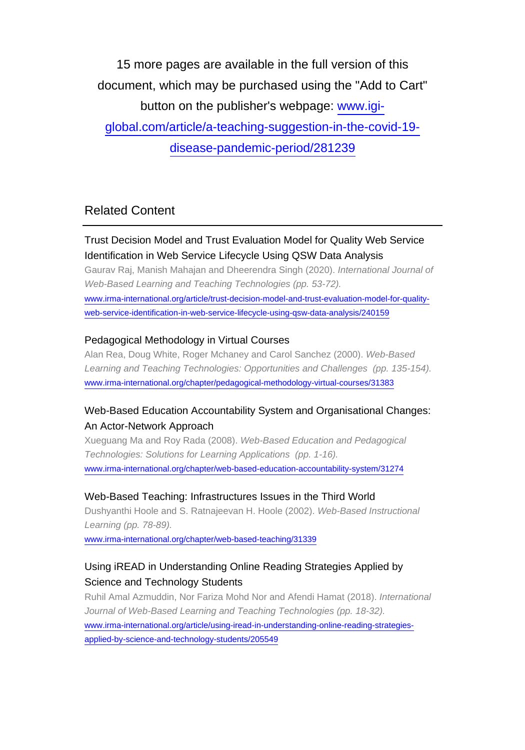15 more pages are available in the full version of this document, which may be purchased using the "Add to Cart" button on the publisher's webpage: [www.igi-global.com/article/a-teaching-suggestion-in-the-covid-19-disease-pandemic-period/281239](www.igi-global.com/article/a-teaching-suggestion-in-the-covid-19-disease-pandemic-period/281239)

## Related Content

### Trust Decision Model and Trust Evaluation Model for Quality Web Service Identification in Web Service Lifecycle Using QSW Data Analysis

Gaurav Raj, Manish Mahajan and Dheerendra Singh (2020). *International Journal of Web-Based Learning and Teaching Technologies (pp. 53-72).*

[www.irma-international.org/article/trust-decision-model-and-trust-evaluation-model-for-quality-web-service-identification-in-web-service-lifecycle-using-qsw-data-analysis/240159](www.irma-international.org/article/trust-decision-model-and-trust-evaluation-model-for-quality-web-service-identification-in-web-service-lifecycle-using-qsw-data-analysis/240159)

### Pedagogical Methodology in Virtual Courses

Alan Rea, Doug White, Roger Mchaney and Carol Sanchez (2000). *Web-Based Learning and Teaching Technologies: Opportunities and Challenges (pp. 135-154).*

[www.irma-international.org/chapter/pedagogical-methodology-virtual-courses/31383](www.irma-international.org/chapter/pedagogical-methodology-virtual-courses/31383)

### Web-Based Education Accountability System and Organisational Changes: An Actor-Network Approach

Xueguang Ma and Roy Rada (2008). *Web-Based Education and Pedagogical Technologies: Solutions for Learning Applications (pp. 1-16).*

[www.irma-international.org/chapter/web-based-education-accountability-system/31274](www.irma-international.org/chapter/web-based-education-accountability-system/31274)

### Web-Based Teaching: Infrastructures Issues in the Third World

Dushyanthi Hoole and S. Ratnajeevan H. Hoole (2002). *Web-Based Instructional Learning (pp. 78-89).*

[www.irma-international.org/chapter/web-based-teaching/31339](www.irma-international.org/chapter/web-based-teaching/31339)

### Using iREAD in Understanding Online Reading Strategies Applied by Science and Technology Students

Ruhil Amal Azmuddin, Nor Fariza Mohd Nor and Afendi Hamat (2018). *International Journal of Web-Based Learning and Teaching Technologies (pp. 18-32).*

[www.irma-international.org/article/using-iread-in-understanding-online-reading-strategies-applied-by-science-and-technology-students/205549](www.irma-international.org/article/using-iread-in-understanding-online-reading-strategies-applied-by-science-and-technology-students/205549)